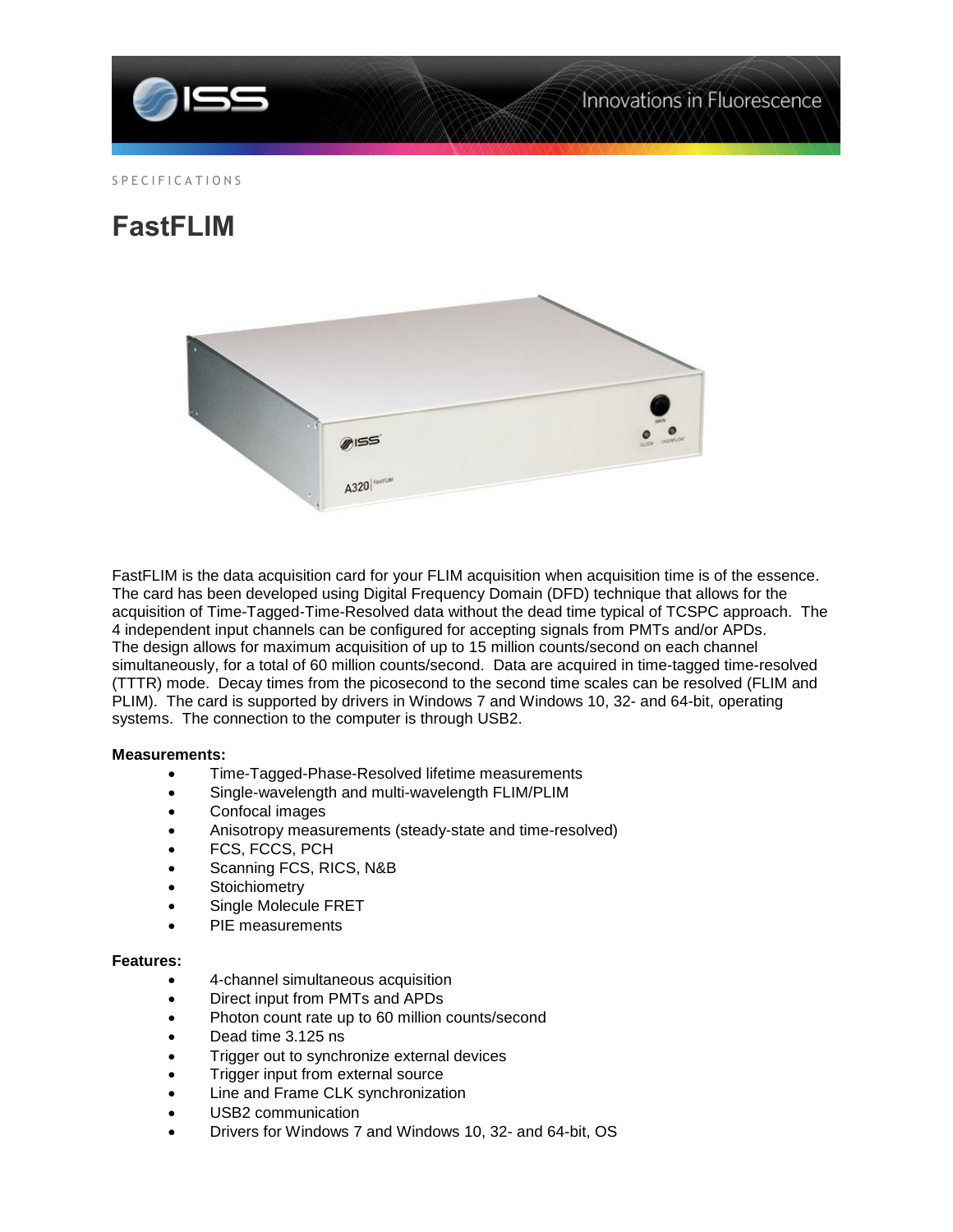SPECIFICATIONS

# FastFLIM

FastFLIM is the data acquisition card for your FLIM acquisition when acquisition time is of the essence. The card has been developed using Digital Frequency Domain (DFD) technique that allows for the acquisition of Time-Tagged-Time-Resolved data without the dead time typical of TCSPC approach. The 4 independent input channels can be configured for accepting signals from PMTs and/or APDs. The design allows for maximum acquisition of up to 15 million counts/second on each channel simultaneously, for a total of 60 million counts/second. Data are acquired in time-tagged time-resolved (TTTR) mode. Decay times from the picosecond to the second time scales can be resolved (FLIM and PLIM). The card is supported by drivers in Windows 7 and Windows 10, 32- and 64-bit, operating systems. The connection to the computer is through USB2.

**Measurements:**

- Time-Tagged-Phase-Resolved lifetime measurements
- Single-wavelength and multi-wavelength FLIM/PLIM
- Confocal images
- Anisotropy measurements (steady-state and time-resolved)
- FCS, FCCS, PCH
- Scanning FCS, RICS, N&B
- Stoichiometry
- Single Molecule FRET
- PIE measurements

**Features:**

- 4-channel simultaneous acquisition
- Direct input from PMTs and APDs
- Photon count rate up to 60 million counts/second
- Dead time 3.125 ns
- Trigger out to synchronize external devices
- Trigger input from external source
- Line and Frame CLK synchronization
- USB2 communication
- Drivers for Windows 7 and Windows 10, 32- and 64-bit, OS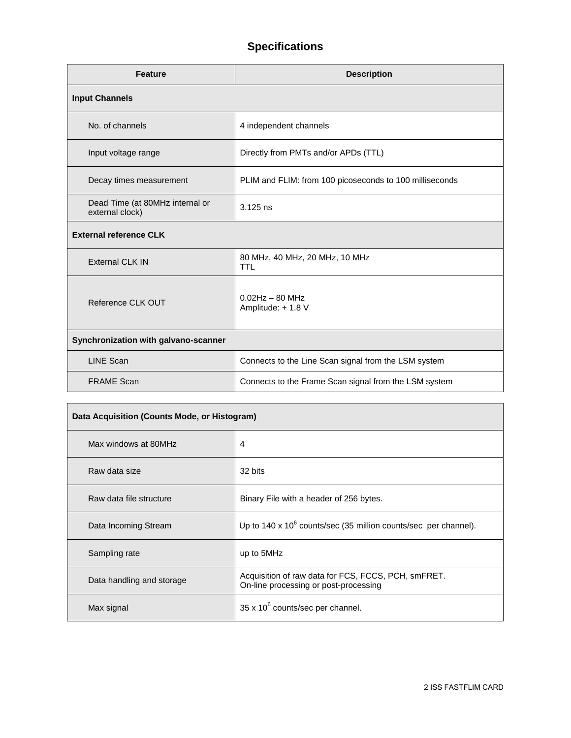## Specifications

| Feature | Description |
|---|---|
| **Input Channels** | |
| No. of channels | 4 independent channels |
| Input voltage range | Directly from PMTs and/or APDs (TTL) |
| Decay times measurement | PLIM and FLIM: from 100 picoseconds to 100 milliseconds |
| Dead Time (at 80MHz internal or external clock) | 3.125 ns |
| **External reference CLK** | |
| External CLK IN | 80 MHz, 40 MHz, 20 MHz, 10 MHz<br>TTL |
| Reference CLK OUT | 0.02Hz – 80 MHz<br>Amplitude: + 1.8 V |
| **Synchronization with galvano-scanner** | |
| LINE Scan | Connects to the Line Scan signal from the LSM system |
| FRAME Scan | Connects to the Frame Scan signal from the LSM system |

| **Data Acquisition (Counts Mode, or Histogram)** | |
|---|---|
| Max windows at 80MHz | 4 |
| Raw data size | 32 bits |
| Raw data file structure | Binary File with a header of 256 bytes. |
| Data Incoming Stream | Up to 140 x $10^6$ counts/sec (35 million counts/sec per channel). |
| Sampling rate | up to 5MHz |
| Data handling and storage | Acquisition of raw data for FCS, FCCS, PCH, smFRET.<br>On-line processing or post-processing |
| Max signal | 35 x $10^6$ counts/sec per channel. |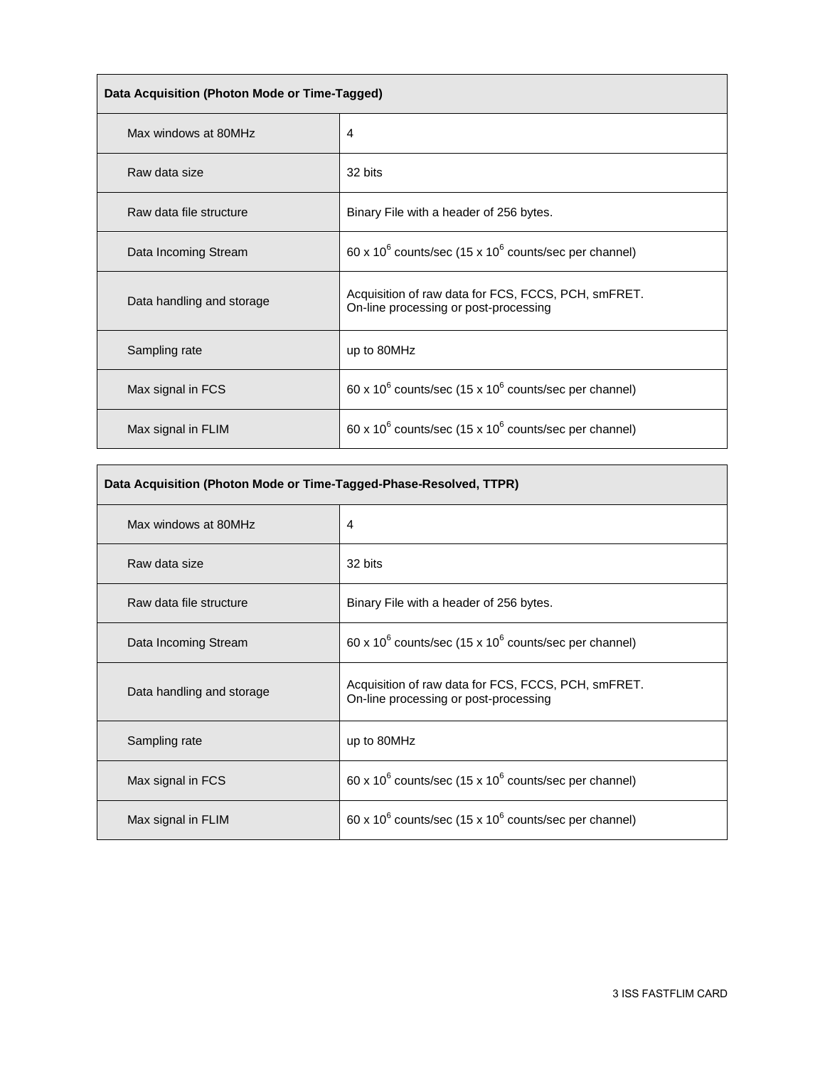| Data Acquisition (Photon Mode or Time-Tagged) | |
|---|---|
| Max windows at 80MHz | 4 |
| Raw data size | 32 bits |
| Raw data file structure | Binary File with a header of 256 bytes. |
| Data Incoming Stream | 60 x $10^6$ counts/sec (15 x $10^6$ counts/sec per channel) |
| Data handling and storage | Acquisition of raw data for FCS, FCCS, PCH, smFRET.<br>On-line processing or post-processing |
| Sampling rate | up to 80MHz |
| Max signal in FCS | 60 x $10^6$ counts/sec (15 x $10^6$ counts/sec per channel) |
| Max signal in FLIM | 60 x $10^6$ counts/sec (15 x $10^6$ counts/sec per channel) |

| Data Acquisition (Photon Mode or Time-Tagged-Phase-Resolved, TTPR) | |
|---|---|
| Max windows at 80MHz | 4 |
| Raw data size | 32 bits |
| Raw data file structure | Binary File with a header of 256 bytes. |
| Data Incoming Stream | 60 x $10^6$ counts/sec (15 x $10^6$ counts/sec per channel) |
| Data handling and storage | Acquisition of raw data for FCS, FCCS, PCH, smFRET.<br>On-line processing or post-processing |
| Sampling rate | up to 80MHz |
| Max signal in FCS | 60 x $10^6$ counts/sec (15 x $10^6$ counts/sec per channel) |
| Max signal in FLIM | 60 x $10^6$ counts/sec (15 x $10^6$ counts/sec per channel) |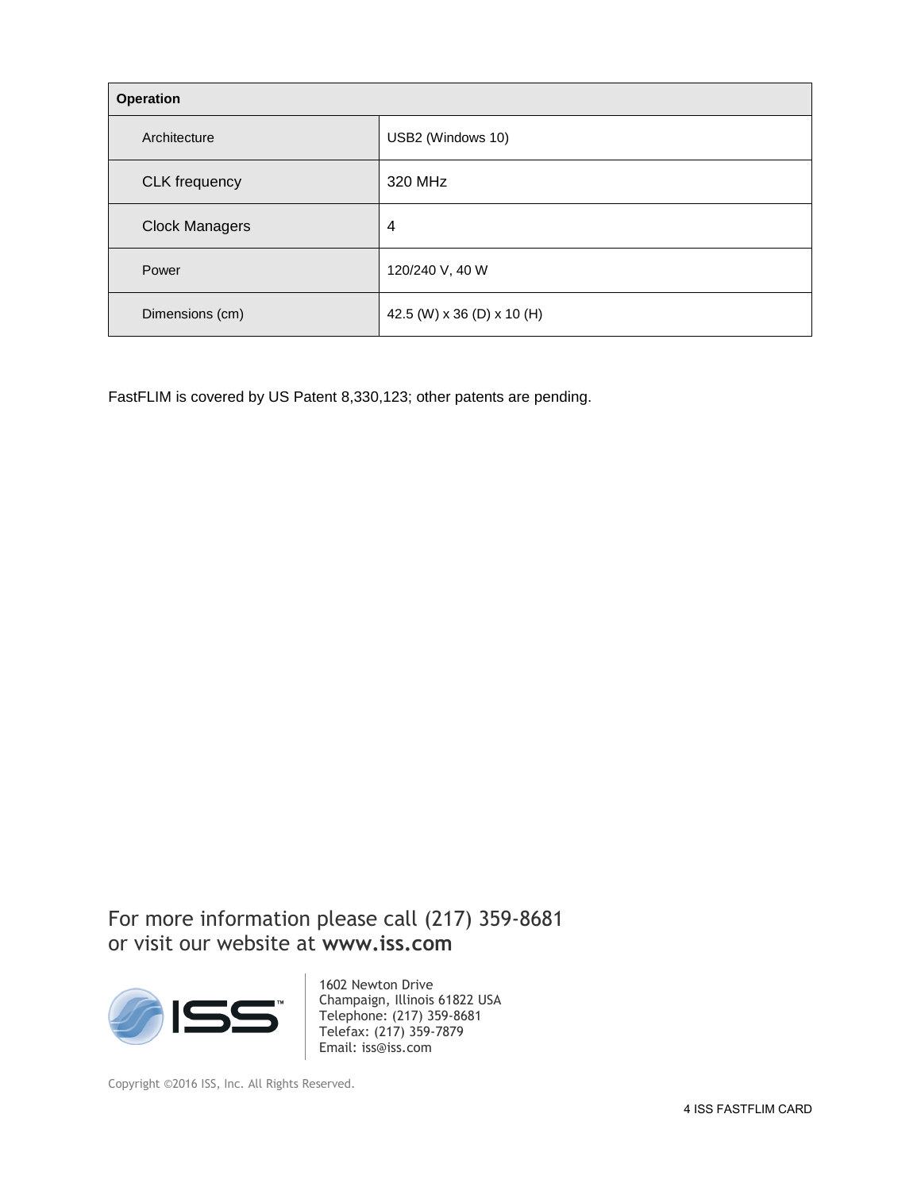| Operation | |
|---|---|
| Architecture | USB2 (Windows 10) |
| CLK frequency | 320 MHz |
| Clock Managers | 4 |
| Power | 120/240 V, 40 W |
| Dimensions (cm) | 42.5 (W) x 36 (D) x 10 (H) |

FastFLIM is covered by US Patent 8,330,123; other patents are pending.

For more information please call (217) 359-8681
or visit our website at **www.iss.com**

ISS™

1602 Newton Drive
Champaign, Illinois 61822 USA
Telephone: (217) 359-8681
Telefax: (217) 359-7879
Email: iss@iss.com

Copyright ©2016 ISS, Inc. All Rights Reserved.